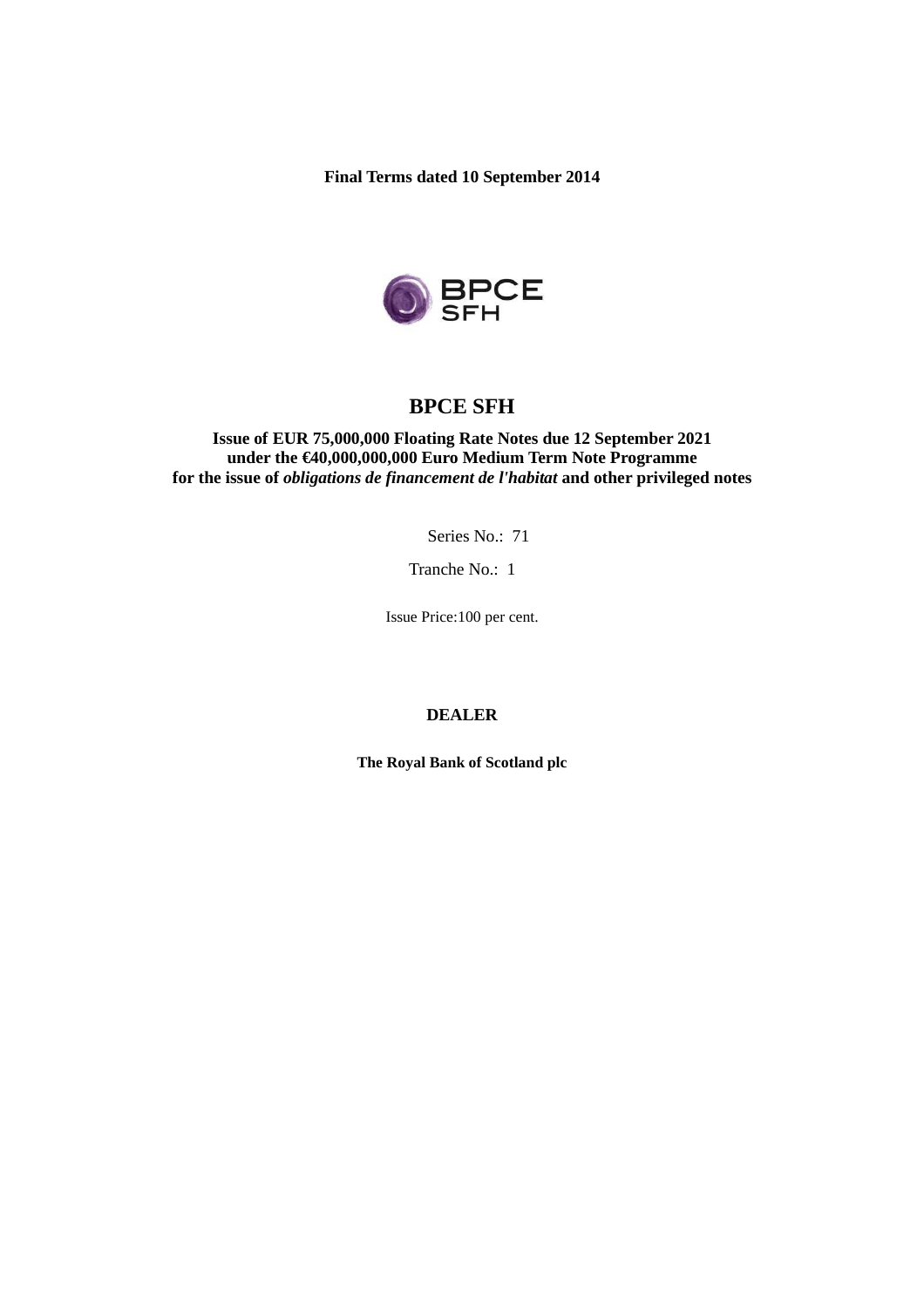**Final Terms dated 10 September 2014**

# BPCE SFH

**Issue of EUR 75,000,000 Floating Rate Notes due 12 September 2021**
**under the €40,000,000,000 Euro Medium Term Note Programme**
**for the issue of *obligations de financement de l'habitat* and other privileged notes**

Series No.: 71

Tranche No.: 1

Issue Price:100 per cent.

**DEALER**

**The Royal Bank of Scotland plc**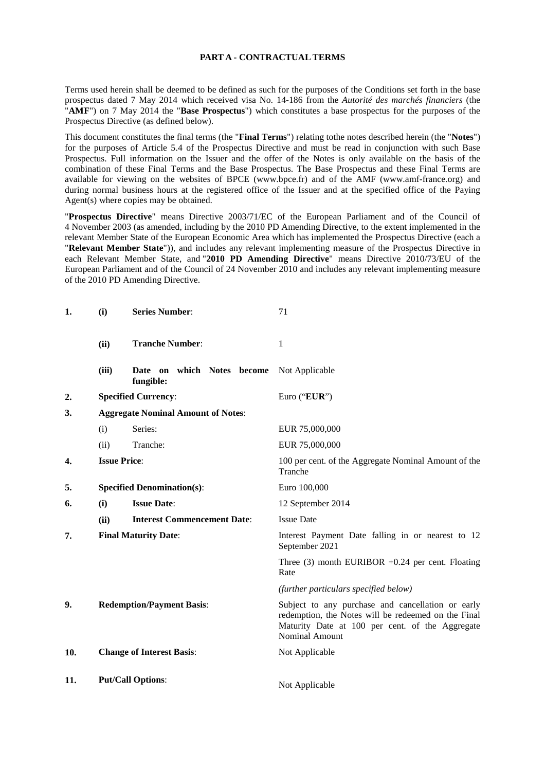**PART A - CONTRACTUAL TERMS**

Terms used herein shall be deemed to be defined as such for the purposes of the Conditions set forth in the base prospectus dated 7 May 2014 which received visa No. 14-186 from the *Autorité des marchés financiers* (the "**AMF**") on 7 May 2014 the "**Base Prospectus**") which constitutes a base prospectus for the purposes of the Prospectus Directive (as defined below).

This document constitutes the final terms (the "**Final Terms**") relating tothe notes described herein (the "**Notes**") for the purposes of Article 5.4 of the Prospectus Directive and must be read in conjunction with such Base Prospectus. Full information on the Issuer and the offer of the Notes is only available on the basis of the combination of these Final Terms and the Base Prospectus. The Base Prospectus and these Final Terms are available for viewing on the websites of BPCE (www.bpce.fr) and of the AMF (www.amf-france.org) and during normal business hours at the registered office of the Issuer and at the specified office of the Paying Agent(s) where copies may be obtained.

"**Prospectus Directive**" means Directive 2003/71/EC of the European Parliament and of the Council of 4 November 2003 (as amended, including by the 2010 PD Amending Directive, to the extent implemented in the relevant Member State of the European Economic Area which has implemented the Prospectus Directive (each a "**Relevant Member State**")), and includes any relevant implementing measure of the Prospectus Directive in each Relevant Member State, and "**2010 PD Amending Directive**" means Directive 2010/73/EU of the European Parliament and of the Council of 24 November 2010 and includes any relevant implementing measure of the 2010 PD Amending Directive.

| | | | |
|---|---|---|---|
| **1.** | **(i)** | **Series Number**: | 71 |
| | **(ii)** | **Tranche Number**: | 1 |
| | **(iii)** | **Date on which Notes become fungible:** | Not Applicable |
| **2.** | | **Specified Currency**: | Euro ("**EUR**") |
| **3.** | | **Aggregate Nominal Amount of Notes**: | |
| | (i) | Series: | EUR 75,000,000 |
| | (ii) | Tranche: | EUR 75,000,000 |
| **4.** | | **Issue Price**: | 100 per cent. of the Aggregate Nominal Amount of the Tranche |
| **5.** | | **Specified Denomination(s)**: | Euro 100,000 |
| **6.** | **(i)** | **Issue Date**: | 12 September 2014 |
| | **(ii)** | **Interest Commencement Date**: | Issue Date |
| **7.** | | **Final Maturity Date**: | Interest Payment Date falling in or nearest to 12 September 2021 |
| | | | Three (3) month EURIBOR +0.24 per cent. Floating Rate |
| | | | *(further particulars specified below)* |
| **9.** | | **Redemption/Payment Basis**: | Subject to any purchase and cancellation or early redemption, the Notes will be redeemed on the Final Maturity Date at 100 per cent. of the Aggregate Nominal Amount |
| **10.** | | **Change of Interest Basis**: | Not Applicable |
| **11.** | | **Put/Call Options**: | Not Applicable |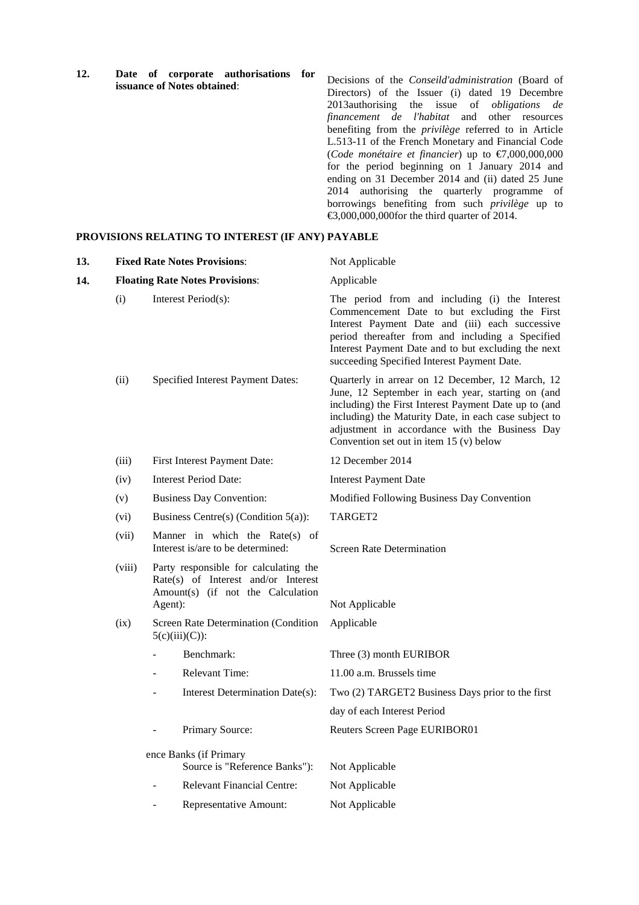| | | | |
|---|---|---|---|
| **12.** | **Date of corporate authorisations for issuance of Notes obtained**: | | Decisions of the *Conseild'administration* (Board of Directors) of the Issuer (i) dated 19 Decembre 2013authorising the issue of *obligations de financement de l'habitat* and other resources benefiting from the *privilège* referred to in Article L.513-11 of the French Monetary and Financial Code (*Code monétaire et financier*) up to €7,000,000,000 for the period beginning on 1 January 2014 and ending on 31 December 2014 and (ii) dated 25 June 2014 authorising the quarterly programme of borrowings benefiting from such *privilège* up to €3,000,000,000for the third quarter of 2014. |

**PROVISIONS RELATING TO INTEREST (IF ANY) PAYABLE**

| | | | |
|---|---|---|---|
| **13.** | **Fixed Rate Notes Provisions**: | | Not Applicable |
| **14.** | **Floating Rate Notes Provisions**: | | Applicable |
| | (i) | Interest Period(s): | The period from and including (i) the Interest Commencement Date to but excluding the First Interest Payment Date and (iii) each successive period thereafter from and including a Specified Interest Payment Date and to but excluding the next succeeding Specified Interest Payment Date. |
| | (ii) | Specified Interest Payment Dates: | Quarterly in arrear on 12 December, 12 March, 12 June, 12 September in each year, starting on (and including) the First Interest Payment Date up to (and including) the Maturity Date, in each case subject to adjustment in accordance with the Business Day Convention set out in item 15 (v) below |
| | (iii) | First Interest Payment Date: | 12 December 2014 |
| | (iv) | Interest Period Date: | Interest Payment Date |
| | (v) | Business Day Convention: | Modified Following Business Day Convention |
| | (vi) | Business Centre(s) (Condition 5(a)): | TARGET2 |
| | (vii) | Manner in which the Rate(s) of Interest is/are to be determined: | Screen Rate Determination |
| | (viii) | Party responsible for calculating the Rate(s) of Interest and/or Interest Amount(s) (if not the Calculation Agent): | Not Applicable |
| | (ix) | Screen Rate Determination (Condition 5(c)(iii)(C)): | Applicable |
| | | - Benchmark: | Three (3) month EURIBOR |
| | | - Relevant Time: | 11.00 a.m. Brussels time |
| | | - Interest Determination Date(s): | Two (2) TARGET2 Business Days prior to the first day of each Interest Period |
| | | - Primary Source: | Reuters Screen Page EURIBOR01 |
| | | ence Banks (if Primary Source is "Reference Banks"): | Not Applicable |
| | | - Relevant Financial Centre: | Not Applicable |
| | | - Representative Amount: | Not Applicable |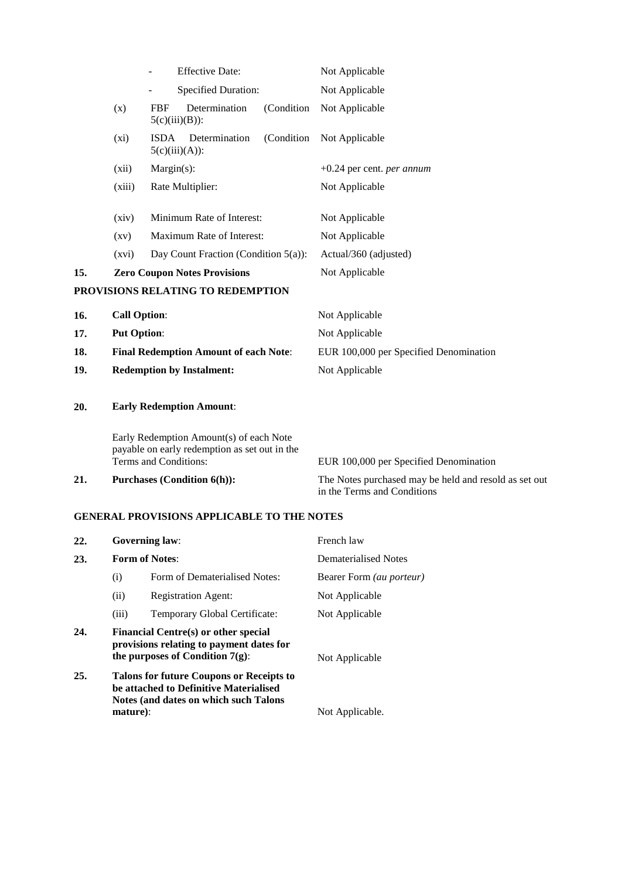| | | | |
|---|---|---|---|
| | | - Effective Date: | Not Applicable |
| | | - Specified Duration: | Not Applicable |
| | (x) | FBF Determination (Condition 5(c)(iii)(B)): | Not Applicable |
| | (xi) | ISDA Determination (Condition 5(c)(iii)(A)): | Not Applicable |
| | (xii) | Margin(s): | +0.24 per cent. *per annum* |
| | (xiii) | Rate Multiplier: | Not Applicable |
| | (xiv) | Minimum Rate of Interest: | Not Applicable |
| | (xv) | Maximum Rate of Interest: | Not Applicable |
| | (xvi) | Day Count Fraction (Condition 5(a)): | Actual/360 (adjusted) |
| **15.** | **Zero Coupon Notes Provisions** | | Not Applicable |

**PROVISIONS RELATING TO REDEMPTION**

| | | |
|---|---|---|
| **16.** | **Call Option**: | Not Applicable |
| **17.** | **Put Option**: | Not Applicable |
| **18.** | **Final Redemption Amount of each Note**: | EUR 100,000 per Specified Denomination |
| **19.** | **Redemption by Instalment:** | Not Applicable |
| **20.** | **Early Redemption Amount**: | |
| | Early Redemption Amount(s) of each Note payable on early redemption as set out in the Terms and Conditions: | EUR 100,000 per Specified Denomination |
| **21.** | **Purchases (Condition 6(h)):** | The Notes purchased may be held and resold as set out in the Terms and Conditions |

**GENERAL PROVISIONS APPLICABLE TO THE NOTES**

| | | | |
|---|---|---|---|
| **22.** | **Governing law**: | | French law |
| **23.** | **Form of Notes**: | | Dematerialised Notes |
| | (i) | Form of Dematerialised Notes: | Bearer Form *(au porteur)* |
| | (ii) | Registration Agent: | Not Applicable |
| | (iii) | Temporary Global Certificate: | Not Applicable |
| **24.** | **Financial Centre(s) or other special provisions relating to payment dates for the purposes of Condition 7(g)**: | | Not Applicable |
| **25.** | **Talons for future Coupons or Receipts to be attached to Definitive Materialised Notes (and dates on which such Talons mature)**: | | Not Applicable. |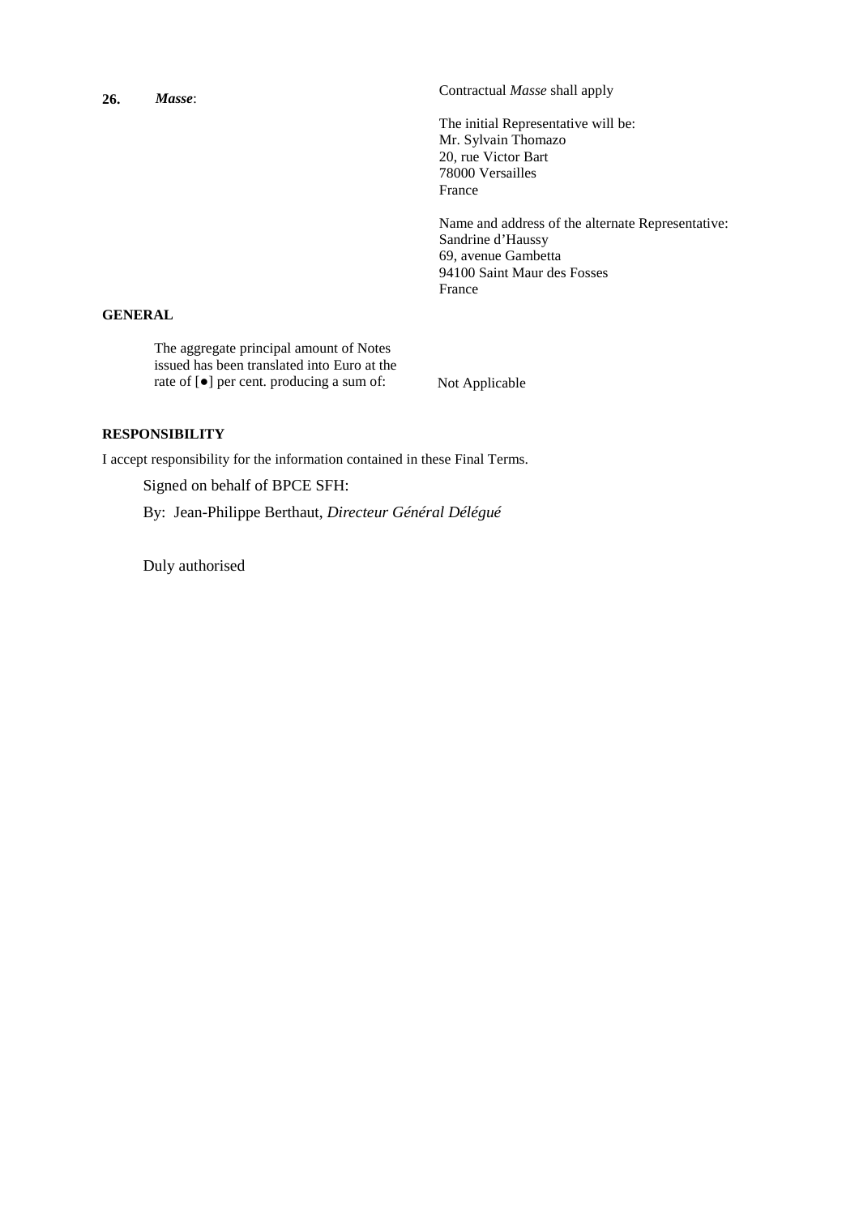| | |
|---|---|
| **26.** ***Masse*:** | Contractual *Masse* shall apply<br><br>The initial Representative will be:<br>Mr. Sylvain Thomazo<br>20, rue Victor Bart<br>78000 Versailles<br>France<br><br>Name and address of the alternate Representative:<br>Sandrine d'Haussy<br>69, avenue Gambetta<br>94100 Saint Maur des Fosses<br>France |

**GENERAL**

| | |
|---|---|
| The aggregate principal amount of Notes issued has been translated into Euro at the rate of [●] per cent. producing a sum of: | Not Applicable |

**RESPONSIBILITY**

I accept responsibility for the information contained in these Final Terms.

Signed on behalf of BPCE SFH:

By: Jean-Philippe Berthaut, *Directeur Général Délégué*

Duly authorised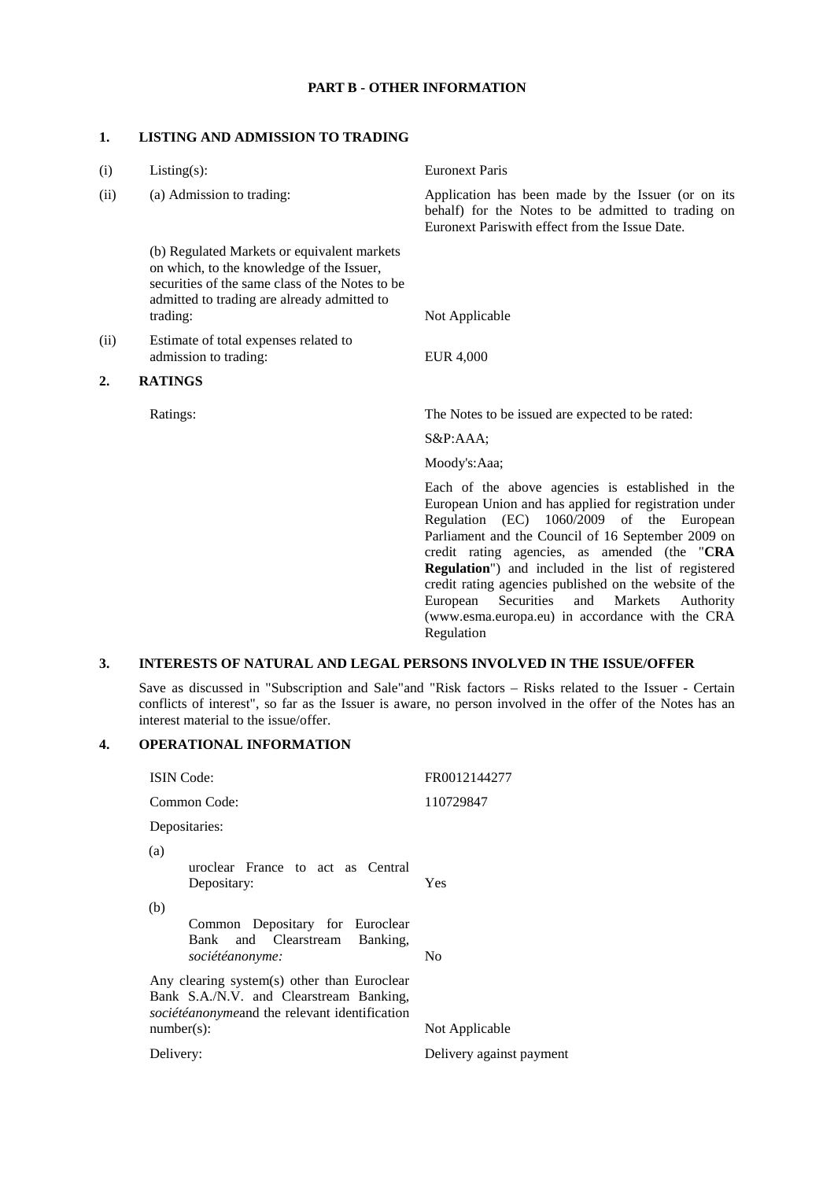**PART B - OTHER INFORMATION**

## 1. LISTING AND ADMISSION TO TRADING

| | | |
|---|---|---|
| (i) | Listing(s): | Euronext Paris |
| (ii) | (a) Admission to trading: | Application has been made by the Issuer (or on its behalf) for the Notes to be admitted to trading on Euronext Pariswith effect from the Issue Date. |
| | (b) Regulated Markets or equivalent markets on which, to the knowledge of the Issuer, securities of the same class of the Notes to be admitted to trading are already admitted to trading: | Not Applicable |
| (ii) | Estimate of total expenses related to admission to trading: | EUR 4,000 |

## 2. RATINGS

Ratings: The Notes to be issued are expected to be rated:

S&P:AAA;

Moody's:Aaa;

Each of the above agencies is established in the European Union and has applied for registration under Regulation (EC) 1060/2009 of the European Parliament and the Council of 16 September 2009 on credit rating agencies, as amended (the "**CRA Regulation**") and included in the list of registered credit rating agencies published on the website of the European Securities and Markets Authority (www.esma.europa.eu) in accordance with the CRA Regulation

## 3. INTERESTS OF NATURAL AND LEGAL PERSONS INVOLVED IN THE ISSUE/OFFER

Save as discussed in "Subscription and Sale"and "Risk factors – Risks related to the Issuer - Certain conflicts of interest", so far as the Issuer is aware, no person involved in the offer of the Notes has an interest material to the issue/offer.

## 4. OPERATIONAL INFORMATION

| | |
|---|---|
| ISIN Code: | FR0012144277 |
| Common Code: | 110729847 |
| Depositaries: | |
| (a) uroclear France to act as Central Depositary: | Yes |
| (b) Common Depositary for Euroclear Bank and Clearstream Banking, *sociétéanonyme:* | No |
| Any clearing system(s) other than Euroclear Bank S.A./N.V. and Clearstream Banking, *sociétéanonyme*and the relevant identification number(s): | Not Applicable |
| Delivery: | Delivery against payment |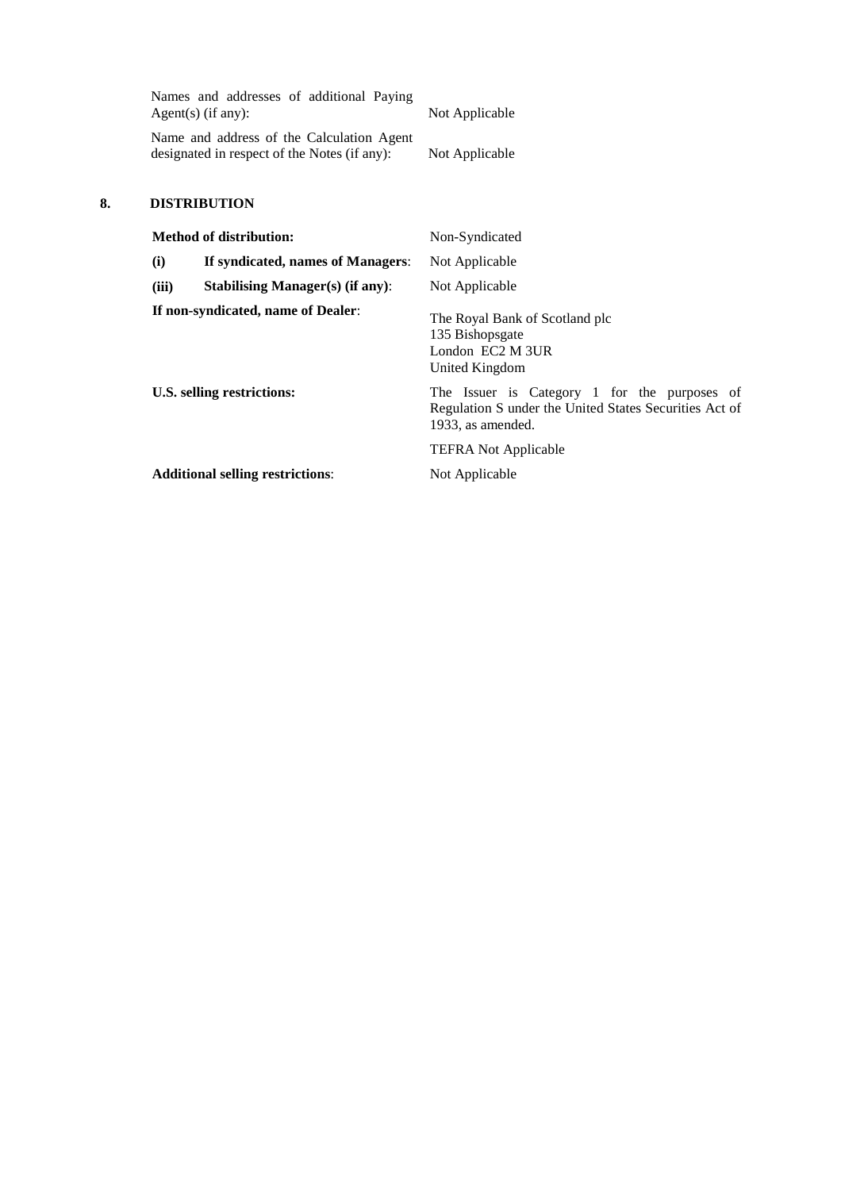| | |
|---|---|
| Names and addresses of additional Paying Agent(s) (if any): | Not Applicable |
| Name and address of the Calculation Agent designated in respect of the Notes (if any): | Not Applicable |

## 8. DISTRIBUTION

| | |
|---|---|
| **Method of distribution:** | Non-Syndicated |
| **(i) If syndicated, names of Managers**: | Not Applicable |
| **(iii) Stabilising Manager(s) (if any)**: | Not Applicable |
| **If non-syndicated, name of Dealer**: | The Royal Bank of Scotland plc<br>135 Bishopsgate<br>London EC2 M 3UR<br>United Kingdom |
| **U.S. selling restrictions:** | The Issuer is Category 1 for the purposes of Regulation S under the United States Securities Act of 1933, as amended.<br><br>TEFRA Not Applicable |
| **Additional selling restrictions**: | Not Applicable |